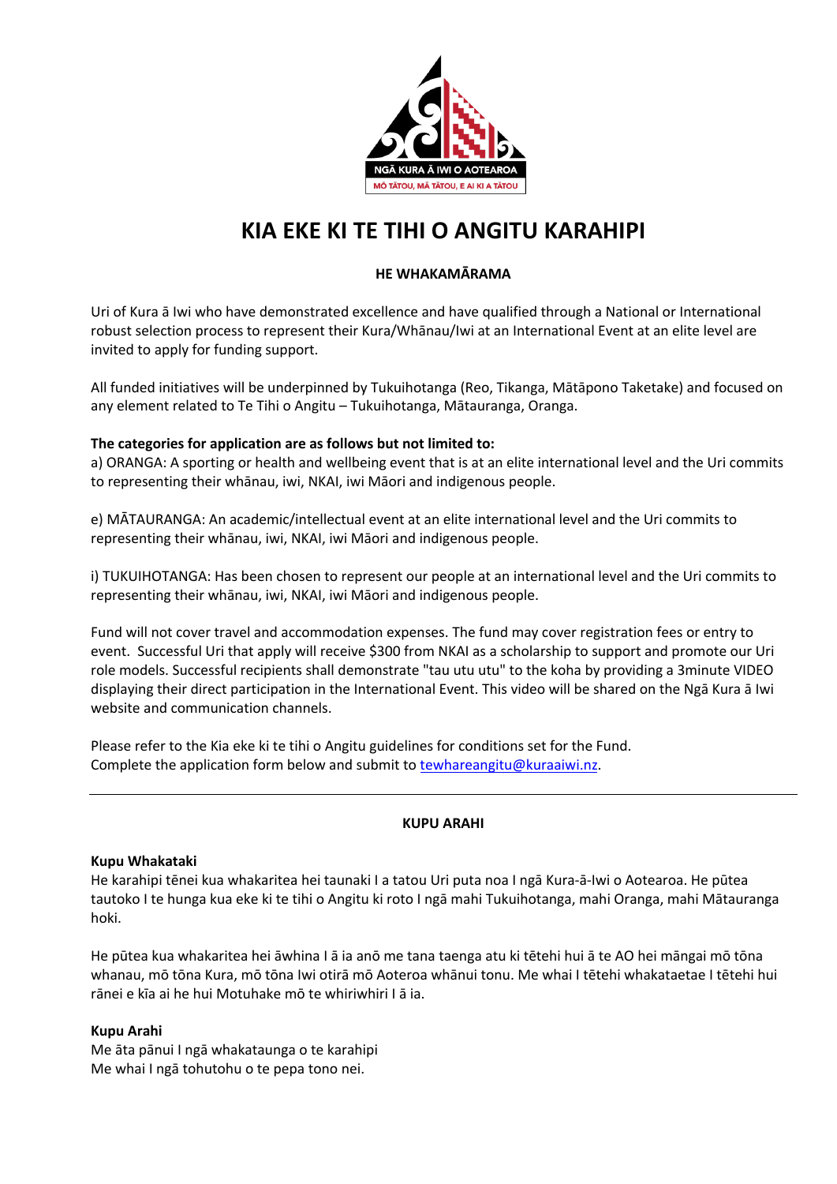NGĀ KURA Ā IWI O AOTEAROA

MŌ TĀTOU, MĀ TĀTOU, E AI KI A TĀTOU

# KIA EKE KI TE TIHI O ANGITU KARAHIPI

**HE WHAKAMĀRAMA**

Uri of Kura ā Iwi who have demonstrated excellence and have qualified through a National or International robust selection process to represent their Kura/Whānau/Iwi at an International Event at an elite level are invited to apply for funding support.

All funded initiatives will be underpinned by Tukuihotanga (Reo, Tikanga, Mātāpono Taketake) and focused on any element related to Te Tihi o Angitu – Tukuihotanga, Mātauranga, Oranga.

**The categories for application are as follows but not limited to:**
a) ORANGA: A sporting or health and wellbeing event that is at an elite international level and the Uri commits to representing their whānau, iwi, NKAI, iwi Māori and indigenous people.

e) MĀTAURANGA: An academic/intellectual event at an elite international level and the Uri commits to representing their whānau, iwi, NKAI, iwi Māori and indigenous people.

i) TUKUIHOTANGA: Has been chosen to represent our people at an international level and the Uri commits to representing their whānau, iwi, NKAI, iwi Māori and indigenous people.

Fund will not cover travel and accommodation expenses. The fund may cover registration fees or entry to event. Successful Uri that apply will receive $300 from NKAI as a scholarship to support and promote our Uri role models. Successful recipients shall demonstrate "tau utu utu" to the koha by providing a 3minute VIDEO displaying their direct participation in the International Event. This video will be shared on the Ngā Kura ā Iwi website and communication channels.

Please refer to the Kia eke ki te tihi o Angitu guidelines for conditions set for the Fund.
Complete the application form below and submit to tewhareangitu@kuraaiwi.nz.

---

**KUPU ARAHI**

**Kupu Whakataki**
He karahipi tēnei kua whakaritea hei taunaki I a tatou Uri puta noa I ngā Kura-ā-Iwi o Aotearoa. He pūtea tautoko I te hunga kua eke ki te tihi o Angitu ki roto I ngā mahi Tukuihotanga, mahi Oranga, mahi Mātauranga hoki.

He pūtea kua whakaritea hei āwhina I ā ia anō me tana taenga atu ki tētehi hui ā te AO hei māngai mō tōna whanau, mō tōna Kura, mō tōna Iwi otirā mō Aoteroa whānui tonu. Me whai I tētehi whakataetae I tētehi hui rānei e kīa ai he hui Motuhake mō te whiriwhiri I ā ia.

**Kupu Arahi**
Me āta pānui I ngā whakataunga o te karahipi
Me whai I ngā tohutohu o te pepa tono nei.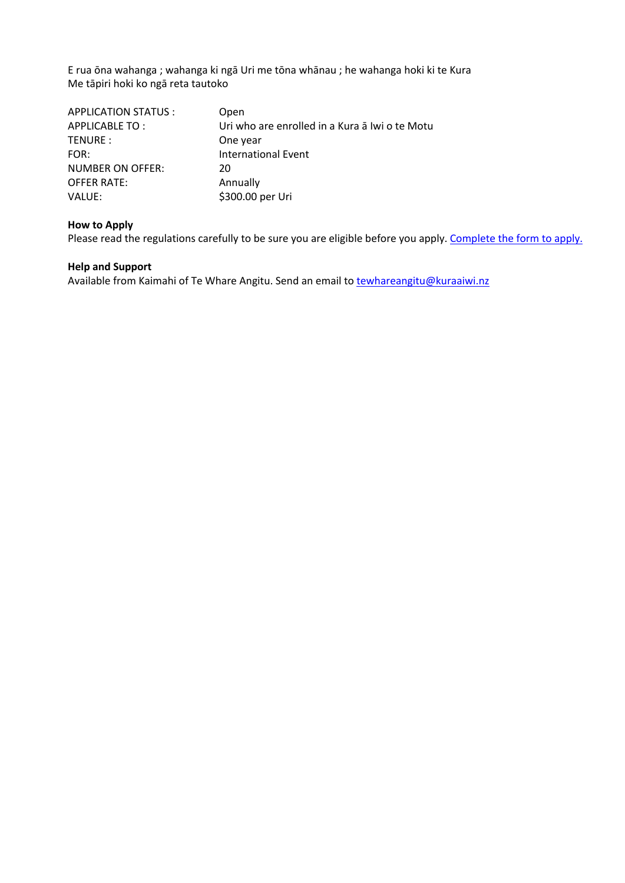E rua ōna wahanga ; wahanga ki ngā Uri me tōna whānau ; he wahanga hoki ki te Kura
Me tāpiri hoki ko ngā reta tautoko

| | |
|---|---|
| APPLICATION STATUS : | Open |
| APPLICABLE TO : | Uri who are enrolled in a Kura ā Iwi o te Motu |
| TENURE : | One year |
| FOR: | International Event |
| NUMBER ON OFFER: | 20 |
| OFFER RATE: | Annually |
| VALUE: | $300.00 per Uri |

**How to Apply**
Please read the regulations carefully to be sure you are eligible before you apply. Complete the form to apply.

**Help and Support**
Available from Kaimahi of Te Whare Angitu. Send an email to tewhareangitu@kuraaiwi.nz